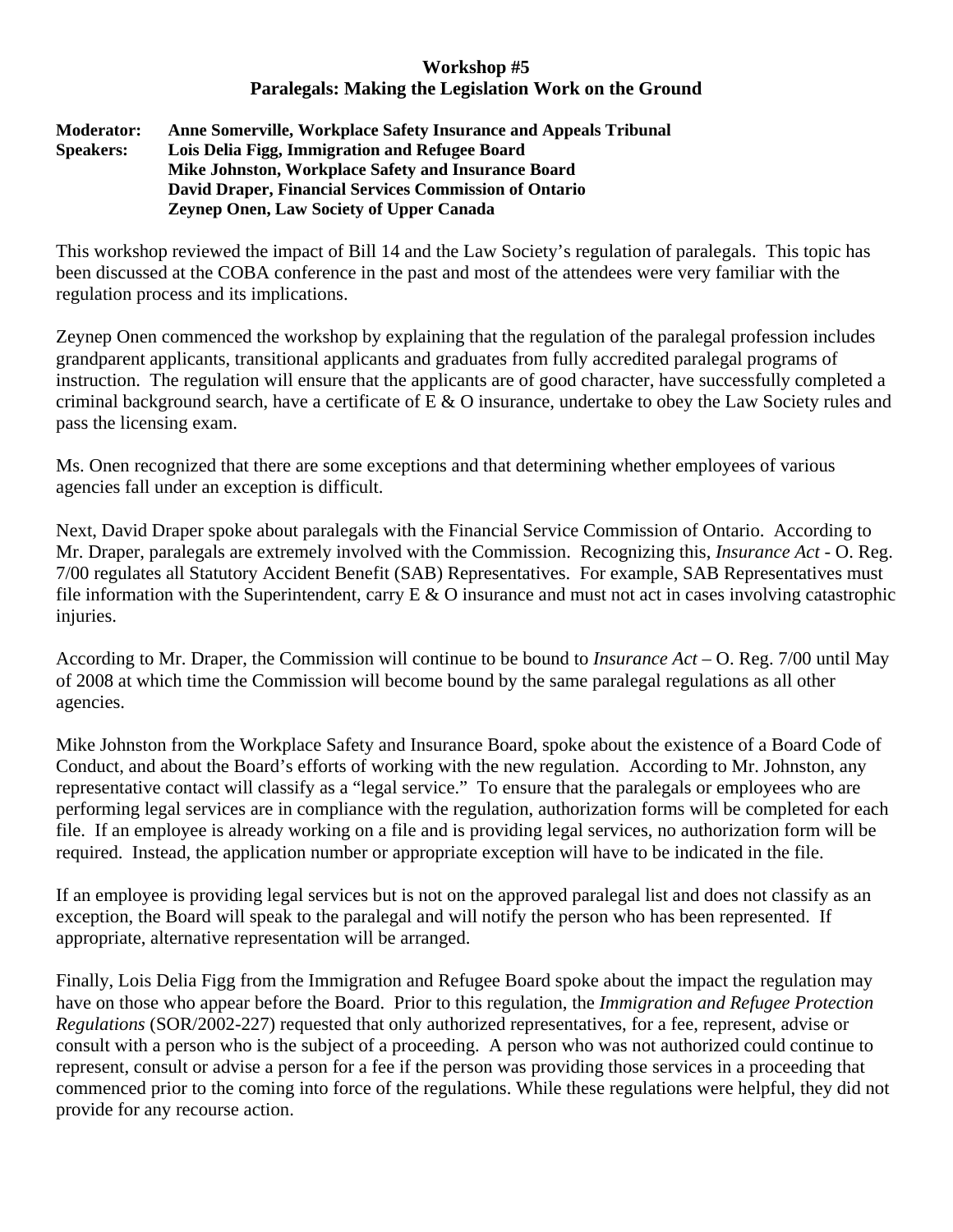**Workshop #5**
**Paralegals: Making the Legislation Work on the Ground**

**Moderator:** **Anne Somerville, Workplace Safety Insurance and Appeals Tribunal**
**Speakers:** **Lois Delia Figg, Immigration and Refugee Board**
**Mike Johnston, Workplace Safety and Insurance Board**
**David Draper, Financial Services Commission of Ontario**
**Zeynep Onen, Law Society of Upper Canada**

This workshop reviewed the impact of Bill 14 and the Law Society's regulation of paralegals. This topic has been discussed at the COBA conference in the past and most of the attendees were very familiar with the regulation process and its implications.

Zeynep Onen commenced the workshop by explaining that the regulation of the paralegal profession includes grandparent applicants, transitional applicants and graduates from fully accredited paralegal programs of instruction. The regulation will ensure that the applicants are of good character, have successfully completed a criminal background search, have a certificate of E & O insurance, undertake to obey the Law Society rules and pass the licensing exam.

Ms. Onen recognized that there are some exceptions and that determining whether employees of various agencies fall under an exception is difficult.

Next, David Draper spoke about paralegals with the Financial Service Commission of Ontario. According to Mr. Draper, paralegals are extremely involved with the Commission. Recognizing this, *Insurance Act* - O. Reg. 7/00 regulates all Statutory Accident Benefit (SAB) Representatives. For example, SAB Representatives must file information with the Superintendent, carry E & O insurance and must not act in cases involving catastrophic injuries.

According to Mr. Draper, the Commission will continue to be bound to *Insurance Act* – O. Reg. 7/00 until May of 2008 at which time the Commission will become bound by the same paralegal regulations as all other agencies.

Mike Johnston from the Workplace Safety and Insurance Board, spoke about the existence of a Board Code of Conduct, and about the Board's efforts of working with the new regulation. According to Mr. Johnston, any representative contact will classify as a "legal service." To ensure that the paralegals or employees who are performing legal services are in compliance with the regulation, authorization forms will be completed for each file. If an employee is already working on a file and is providing legal services, no authorization form will be required. Instead, the application number or appropriate exception will have to be indicated in the file.

If an employee is providing legal services but is not on the approved paralegal list and does not classify as an exception, the Board will speak to the paralegal and will notify the person who has been represented. If appropriate, alternative representation will be arranged.

Finally, Lois Delia Figg from the Immigration and Refugee Board spoke about the impact the regulation may have on those who appear before the Board. Prior to this regulation, the *Immigration and Refugee Protection Regulations* (SOR/2002-227) requested that only authorized representatives, for a fee, represent, advise or consult with a person who is the subject of a proceeding. A person who was not authorized could continue to represent, consult or advise a person for a fee if the person was providing those services in a proceeding that commenced prior to the coming into force of the regulations. While these regulations were helpful, they did not provide for any recourse action.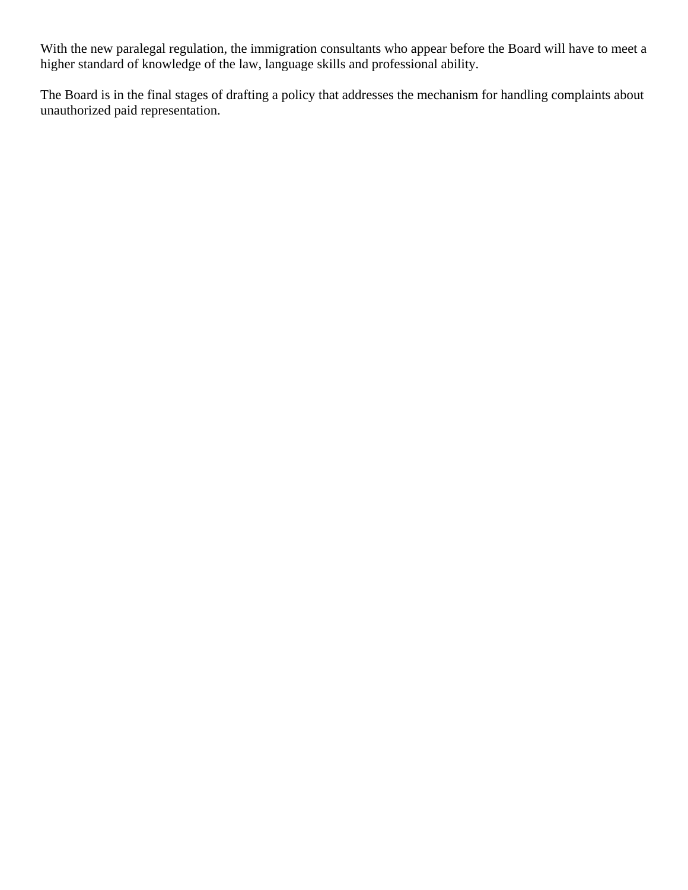With the new paralegal regulation, the immigration consultants who appear before the Board will have to meet a higher standard of knowledge of the law, language skills and professional ability.

The Board is in the final stages of drafting a policy that addresses the mechanism for handling complaints about unauthorized paid representation.